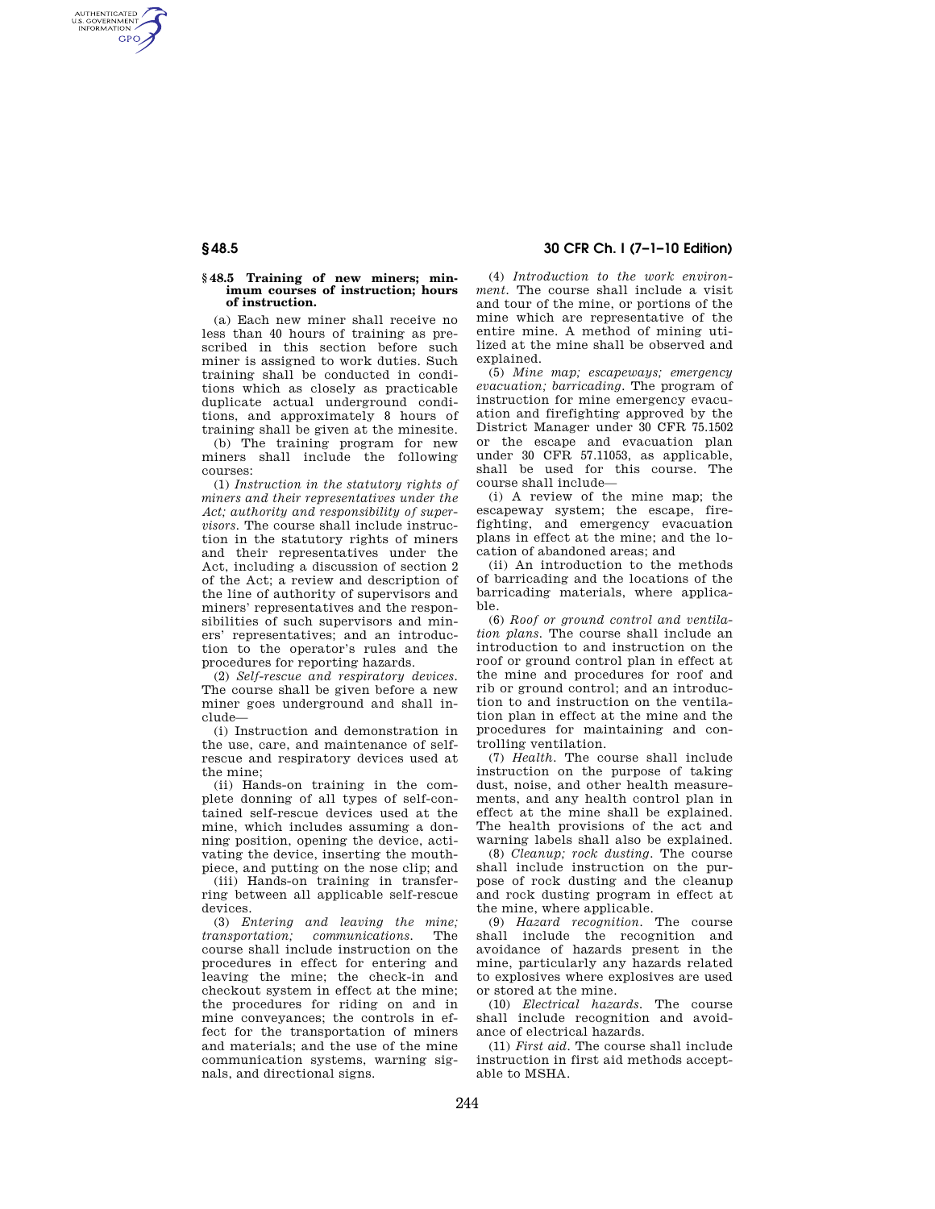## § 48.5 Training of new miners; minimum courses of instruction; hours of instruction.

(a) Each new miner shall receive no less than 40 hours of training as prescribed in this section before such miner is assigned to work duties. Such training shall be conducted in conditions which as closely as practicable duplicate actual underground conditions, and approximately 8 hours of training shall be given at the minesite.

(b) The training program for new miners shall include the following courses:

(1) *Instruction in the statutory rights of miners and their representatives under the Act; authority and responsibility of supervisors.* The course shall include instruction in the statutory rights of miners and their representatives under the Act, including a discussion of section 2 of the Act; a review and description of the line of authority of supervisors and miners' representatives and the responsibilities of such supervisors and miners' representatives; and an introduction to the operator's rules and the procedures for reporting hazards.

(2) *Self-rescue and respiratory devices.* The course shall be given before a new miner goes underground and shall include—

(i) Instruction and demonstration in the use, care, and maintenance of self-rescue and respiratory devices used at the mine;

(ii) Hands-on training in the complete donning of all types of self-contained self-rescue devices used at the mine, which includes assuming a donning position, opening the device, activating the device, inserting the mouthpiece, and putting on the nose clip; and

(iii) Hands-on training in transferring between all applicable self-rescue devices.

(3) *Entering and leaving the mine; transportation; communications.* The course shall include instruction on the procedures in effect for entering and leaving the mine; the check-in and checkout system in effect at the mine; the procedures for riding on and in mine conveyances; the controls in effect for the transportation of miners and materials; and the use of the mine communication systems, warning signals, and directional signs.

(4) *Introduction to the work environment.* The course shall include a visit and tour of the mine, or portions of the mine which are representative of the entire mine. A method of mining utilized at the mine shall be observed and explained.

(5) *Mine map; escapeways; emergency evacuation; barricading.* The program of instruction for mine emergency evacuation and firefighting approved by the District Manager under 30 CFR 75.1502 or the escape and evacuation plan under 30 CFR 57.11053, as applicable, shall be used for this course. The course shall include—

(i) A review of the mine map; the escapeway system; the escape, firefighting, and emergency evacuation plans in effect at the mine; and the location of abandoned areas; and

(ii) An introduction to the methods of barricading and the locations of the barricading materials, where applicable.

(6) *Roof or ground control and ventilation plans.* The course shall include an introduction to and instruction on the roof or ground control plan in effect at the mine and procedures for roof and rib or ground control; and an introduction to and instruction on the ventilation plan in effect at the mine and the procedures for maintaining and controlling ventilation.

(7) *Health.* The course shall include instruction on the purpose of taking dust, noise, and other health measurements, and any health control plan in effect at the mine shall be explained. The health provisions of the act and warning labels shall also be explained.

(8) *Cleanup; rock dusting.* The course shall include instruction on the purpose of rock dusting and the cleanup and rock dusting program in effect at the mine, where applicable.

(9) *Hazard recognition.* The course shall include the recognition and avoidance of hazards present in the mine, particularly any hazards related to explosives where explosives are used or stored at the mine.

(10) *Electrical hazards.* The course shall include recognition and avoidance of electrical hazards.

(11) *First aid.* The course shall include instruction in first aid methods acceptable to MSHA.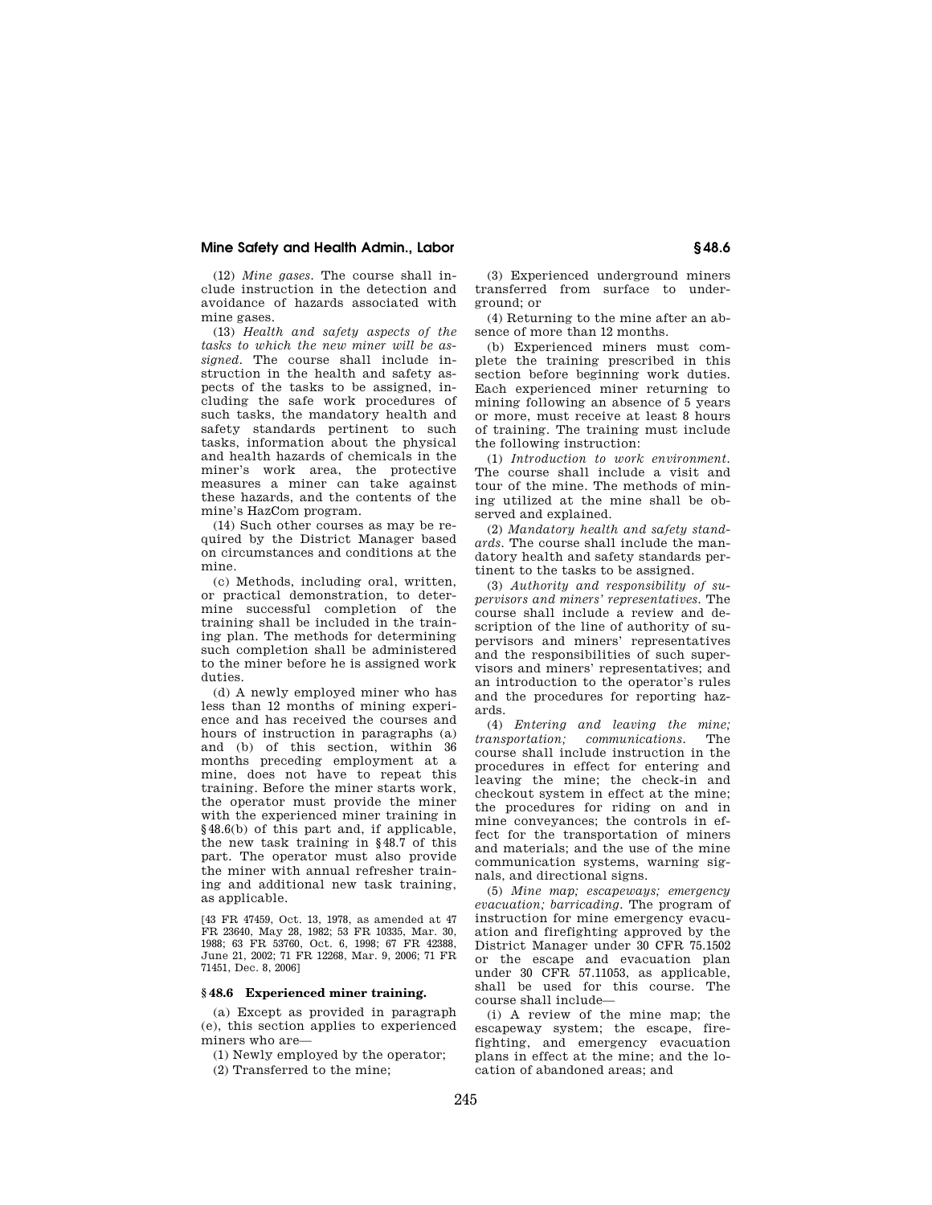(12) *Mine gases.* The course shall include instruction in the detection and avoidance of hazards associated with mine gases.

(13) *Health and safety aspects of the tasks to which the new miner will be assigned.* The course shall include instruction in the health and safety aspects of the tasks to be assigned, including the safe work procedures of such tasks, the mandatory health and safety standards pertinent to such tasks, information about the physical and health hazards of chemicals in the miner's work area, the protective measures a miner can take against these hazards, and the contents of the mine's HazCom program.

(14) Such other courses as may be required by the District Manager based on circumstances and conditions at the mine.

(c) Methods, including oral, written, or practical demonstration, to determine successful completion of the training shall be included in the training plan. The methods for determining such completion shall be administered to the miner before he is assigned work duties.

(d) A newly employed miner who has less than 12 months of mining experience and has received the courses and hours of instruction in paragraphs (a) and (b) of this section, within 36 months preceding employment at a mine, does not have to repeat this training. Before the miner starts work, the operator must provide the miner with the experienced miner training in §48.6(b) of this part and, if applicable, the new task training in §48.7 of this part. The operator must also provide the miner with annual refresher training and additional new task training, as applicable.

[43 FR 47459, Oct. 13, 1978, as amended at 47 FR 23640, May 28, 1982; 53 FR 10335, Mar. 30, 1988; 63 FR 53760, Oct. 6, 1998; 67 FR 42388, June 21, 2002; 71 FR 12268, Mar. 9, 2006; 71 FR 71451, Dec. 8, 2006]

## §48.6 Experienced miner training.

(a) Except as provided in paragraph (e), this section applies to experienced miners who are—

(1) Newly employed by the operator;

(2) Transferred to the mine;

(3) Experienced underground miners transferred from surface to underground; or

(4) Returning to the mine after an absence of more than 12 months.

(b) Experienced miners must complete the training prescribed in this section before beginning work duties. Each experienced miner returning to mining following an absence of 5 years or more, must receive at least 8 hours of training. The training must include the following instruction:

(1) *Introduction to work environment.* The course shall include a visit and tour of the mine. The methods of mining utilized at the mine shall be observed and explained.

(2) *Mandatory health and safety standards.* The course shall include the mandatory health and safety standards pertinent to the tasks to be assigned.

(3) *Authority and responsibility of supervisors and miners' representatives.* The course shall include a review and description of the line of authority of supervisors and miners' representatives and the responsibilities of such supervisors and miners' representatives; and an introduction to the operator's rules and the procedures for reporting hazards.

(4) *Entering and leaving the mine; transportation; communications.* The course shall include instruction in the procedures in effect for entering and leaving the mine; the check-in and checkout system in effect at the mine; the procedures for riding on and in mine conveyances; the controls in effect for the transportation of miners and materials; and the use of the mine communication systems, warning signals, and directional signs.

(5) *Mine map; escapeways; emergency evacuation; barricading.* The program of instruction for mine emergency evacuation and firefighting approved by the District Manager under 30 CFR 75.1502 or the escape and evacuation plan under 30 CFR 57.11053, as applicable, shall be used for this course. The course shall include—

(i) A review of the mine map; the escapeway system; the escape, firefighting, and emergency evacuation plans in effect at the mine; and the location of abandoned areas; and